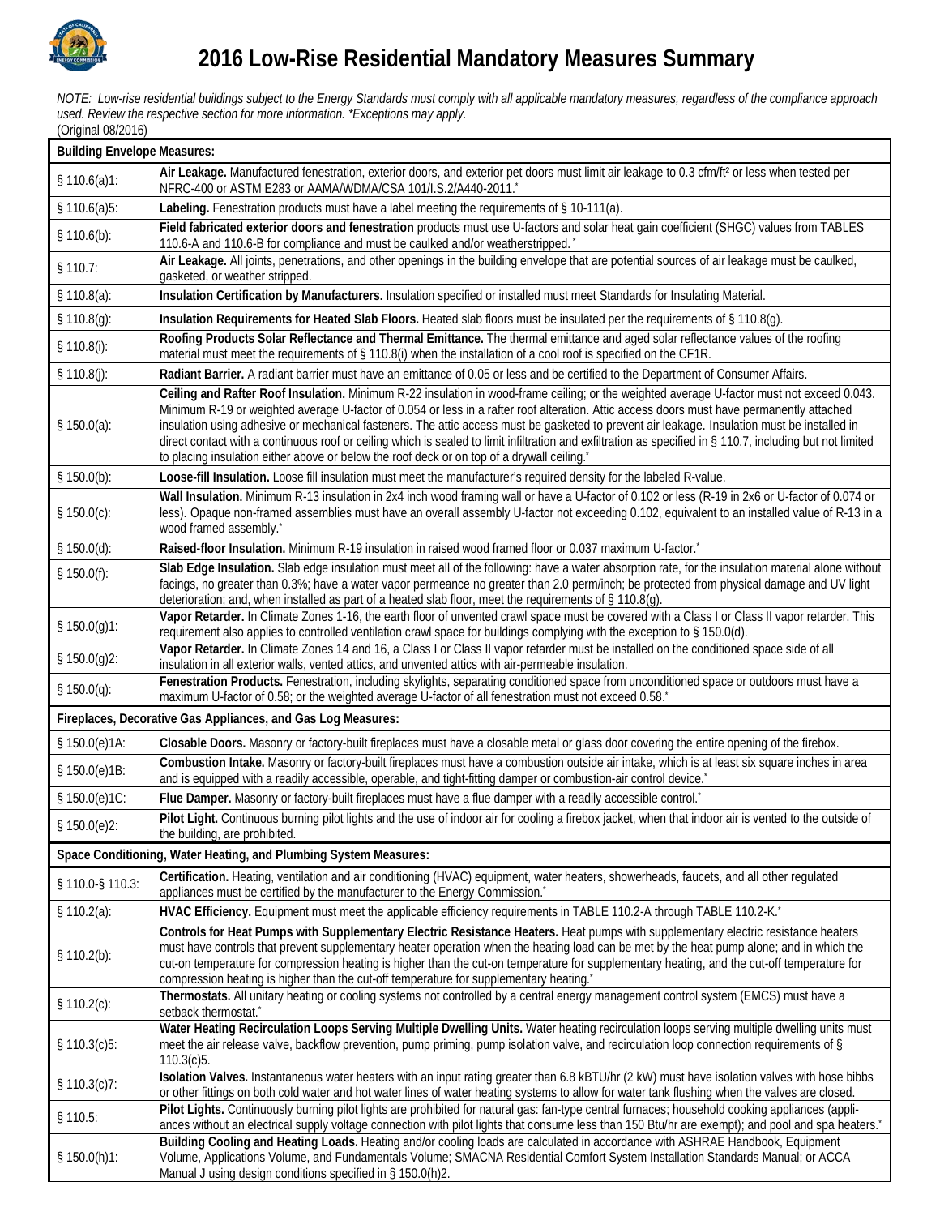# 2016 Low-Rise Residential Mandatory Measures Summary

*NOTE: Low-rise residential buildings subject to the Energy Standards must comply with all applicable mandatory measures, regardless of the compliance approach used. Review the respective section for more information. \*Exceptions may apply.*

(Original 08/2016)

| **Building Envelope Measures:** | |
|---|---|
| § 110.6(a)1: | **Air Leakage.** Manufactured fenestration, exterior doors, and exterior pet doors must limit air leakage to 0.3 cfm/ft² or less when tested per NFRC-400 or ASTM E283 or AAMA/WDMA/CSA 101/I.S.2/A440-2011.* |
| § 110.6(a)5: | **Labeling.** Fenestration products must have a label meeting the requirements of § 10-111(a). |
| § 110.6(b): | **Field fabricated exterior doors and fenestration** products must use U-factors and solar heat gain coefficient (SHGC) values from TABLES 110.6-A and 110.6-B for compliance and must be caulked and/or weatherstripped.* |
| § 110.7: | **Air Leakage.** All joints, penetrations, and other openings in the building envelope that are potential sources of air leakage must be caulked, gasketed, or weather stripped. |
| § 110.8(a): | **Insulation Certification by Manufacturers.** Insulation specified or installed must meet Standards for Insulating Material. |
| § 110.8(g): | **Insulation Requirements for Heated Slab Floors.** Heated slab floors must be insulated per the requirements of § 110.8(g). |
| § 110.8(i): | **Roofing Products Solar Reflectance and Thermal Emittance.** The thermal emittance and aged solar reflectance values of the roofing material must meet the requirements of § 110.8(i) when the installation of a cool roof is specified on the CF1R. |
| § 110.8(j): | **Radiant Barrier.** A radiant barrier must have an emittance of 0.05 or less and be certified to the Department of Consumer Affairs. |
| § 150.0(a): | **Ceiling and Rafter Roof Insulation.** Minimum R-22 insulation in wood-frame ceiling; or the weighted average U-factor must not exceed 0.043. Minimum R-19 or weighted average U-factor of 0.054 or less in a rafter roof alteration. Attic access doors must have permanently attached insulation using adhesive or mechanical fasteners. The attic access must be gasketed to prevent air leakage. Insulation must be installed in direct contact with a continuous roof or ceiling which is sealed to limit infiltration and exfiltration as specified in § 110.7, including but not limited to placing insulation either above or below the roof deck or on top of a drywall ceiling.* |
| § 150.0(b): | **Loose-fill Insulation.** Loose fill insulation must meet the manufacturer's required density for the labeled R-value. |
| § 150.0(c): | **Wall Insulation.** Minimum R-13 insulation in 2x4 inch wood framing wall or have a U-factor of 0.102 or less (R-19 in 2x6 or U-factor of 0.074 or less). Opaque non-framed assemblies must have an overall assembly U-factor not exceeding 0.102, equivalent to an installed value of R-13 in a wood framed assembly.* |
| § 150.0(d): | **Raised-floor Insulation.** Minimum R-19 insulation in raised wood framed floor or 0.037 maximum U-factor.* |
| § 150.0(f): | **Slab Edge Insulation.** Slab edge insulation must meet all of the following: have a water absorption rate, for the insulation material alone without facings, no greater than 0.3%; have a water vapor permeance no greater than 2.0 perm/inch; be protected from physical damage and UV light deterioration; and, when installed as part of a heated slab floor, meet the requirements of § 110.8(g). |
| § 150.0(g)1: | **Vapor Retarder.** In Climate Zones 1-16, the earth floor of unvented crawl space must be covered with a Class I or Class II vapor retarder. This requirement also applies to controlled ventilation crawl space for buildings complying with the exception to § 150.0(d). |
| § 150.0(g)2: | **Vapor Retarder.** In Climate Zones 14 and 16, a Class I or Class II vapor retarder must be installed on the conditioned space side of all insulation in all exterior walls, vented attics, and unvented attics with air-permeable insulation. |
| § 150.0(q): | **Fenestration Products.** Fenestration, including skylights, separating conditioned space from unconditioned space or outdoors must have a maximum U-factor of 0.58; or the weighted average U-factor of all fenestration must not exceed 0.58.* |
| **Fireplaces, Decorative Gas Appliances, and Gas Log Measures:** | |
| § 150.0(e)1A: | **Closable Doors.** Masonry or factory-built fireplaces must have a closable metal or glass door covering the entire opening of the firebox. |
| § 150.0(e)1B: | **Combustion Intake.** Masonry or factory-built fireplaces must have a combustion outside air intake, which is at least six square inches in area and is equipped with a readily accessible, operable, and tight-fitting damper or combustion-air control device.* |
| § 150.0(e)1C: | **Flue Damper.** Masonry or factory-built fireplaces must have a flue damper with a readily accessible control.* |
| § 150.0(e)2: | **Pilot Light.** Continuous burning pilot lights and the use of indoor air for cooling a firebox jacket, when that indoor air is vented to the outside of the building, are prohibited. |
| **Space Conditioning, Water Heating, and Plumbing System Measures:** | |
| § 110.0-§ 110.3: | **Certification.** Heating, ventilation and air conditioning (HVAC) equipment, water heaters, showerheads, faucets, and all other regulated appliances must be certified by the manufacturer to the Energy Commission.* |
| § 110.2(a): | **HVAC Efficiency.** Equipment must meet the applicable efficiency requirements in TABLE 110.2-A through TABLE 110.2-K.* |
| § 110.2(b): | **Controls for Heat Pumps with Supplementary Electric Resistance Heaters.** Heat pumps with supplementary electric resistance heaters must have controls that prevent supplementary heater operation when the heating load can be met by the heat pump alone; and in which the cut-on temperature for compression heating is higher than the cut-on temperature for supplementary heating, and the cut-off temperature for compression heating is higher than the cut-off temperature for supplementary heating.* |
| § 110.2(c): | **Thermostats.** All unitary heating or cooling systems not controlled by a central energy management control system (EMCS) must have a setback thermostat.* |
| § 110.3(c)5: | **Water Heating Recirculation Loops Serving Multiple Dwelling Units.** Water heating recirculation loops serving multiple dwelling units must meet the air release valve, backflow prevention, pump priming, pump isolation valve, and recirculation loop connection requirements of § 110.3(c)5. |
| § 110.3(c)7: | **Isolation Valves.** Instantaneous water heaters with an input rating greater than 6.8 kBTU/hr (2 kW) must have isolation valves with hose bibbs or other fittings on both cold water and hot water lines of water heating systems to allow for water tank flushing when the valves are closed. |
| § 110.5: | **Pilot Lights.** Continuously burning pilot lights are prohibited for natural gas: fan-type central furnaces; household cooking appliances (appliances without an electrical supply voltage connection with pilot lights that consume less than 150 Btu/hr are exempt); and pool and spa heaters.* |
| § 150.0(h)1: | **Building Cooling and Heating Loads.** Heating and/or cooling loads are calculated in accordance with ASHRAE Handbook, Equipment Volume, Applications Volume, and Fundamentals Volume; SMACNA Residential Comfort System Installation Standards Manual; or ACCA Manual J using design conditions specified in § 150.0(h)2. |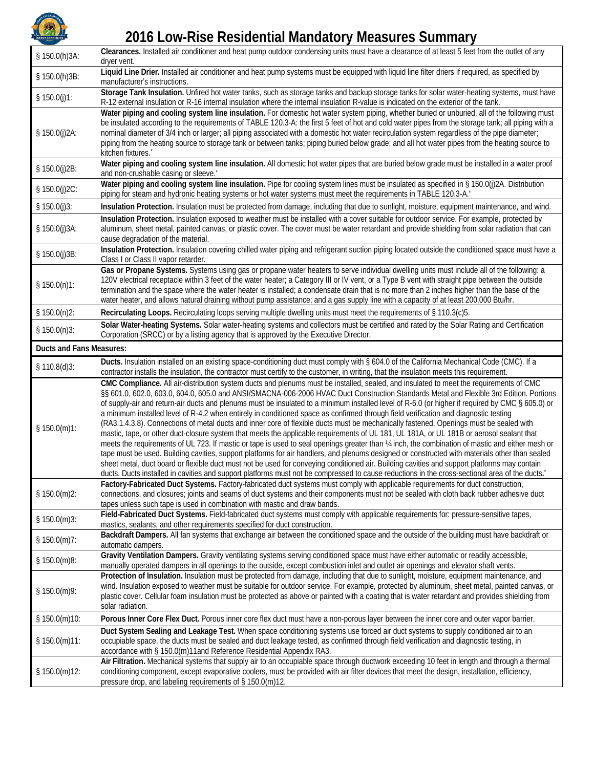# 2016 Low-Rise Residential Mandatory Measures Summary

| | |
|---|---|
| § 150.0(h)3A: | **Clearances.** Installed air conditioner and heat pump outdoor condensing units must have a clearance of at least 5 feet from the outlet of any dryer vent. |
| § 150.0(h)3B: | **Liquid Line Drier.** Installed air conditioner and heat pump systems must be equipped with liquid line filter driers if required, as specified by manufacturer's instructions. |
| § 150.0(j)1: | **Storage Tank Insulation.** Unfired hot water tanks, such as storage tanks and backup storage tanks for solar water-heating systems, must have R-12 external insulation or R-16 internal insulation where the internal insulation R-value is indicated on the exterior of the tank. |
| § 150.0(j)2A: | **Water piping and cooling system line insulation.** For domestic hot water system piping, whether buried or unburied, all of the following must be insulated according to the requirements of TABLE 120.3-A: the first 5 feet of hot and cold water pipes from the storage tank; all piping with a nominal diameter of 3/4 inch or larger; all piping associated with a domestic hot water recirculation system regardless of the pipe diameter; piping from the heating source to storage tank or between tanks; piping buried below grade; and all hot water pipes from the heating source to kitchen fixtures.* |
| § 150.0(j)2B: | **Water piping and cooling system line insulation.** All domestic hot water pipes that are buried below grade must be installed in a water proof and non-crushable casing or sleeve.* |
| § 150.0(j)2C: | **Water piping and cooling system line insulation.** Pipe for cooling system lines must be insulated as specified in § 150.0(j)2A. Distribution piping for steam and hydronic heating systems or hot water systems must meet the requirements in TABLE 120.3-A.* |
| § 150.0(j)3: | **Insulation Protection.** Insulation must be protected from damage, including that due to sunlight, moisture, equipment maintenance, and wind. |
| § 150.0(j)3A: | **Insulation Protection.** Insulation exposed to weather must be installed with a cover suitable for outdoor service. For example, protected by aluminum, sheet metal, painted canvas, or plastic cover. The cover must be water retardant and provide shielding from solar radiation that can cause degradation of the material. |
| § 150.0(j)3B: | **Insulation Protection.** Insulation covering chilled water piping and refrigerant suction piping located outside the conditioned space must have a Class I or Class II vapor retarder. |
| § 150.0(n)1: | **Gas or Propane Systems.** Systems using gas or propane water heaters to serve individual dwelling units must include all of the following: a 120V electrical receptacle within 3 feet of the water heater; a Category III or IV vent, or a Type B vent with straight pipe between the outside termination and the space where the water heater is installed; a condensate drain that is no more than 2 inches higher than the base of the water heater, and allows natural draining without pump assistance; and a gas supply line with a capacity of at least 200,000 Btu/hr. |
| § 150.0(n)2: | **Recirculating Loops.** Recirculating loops serving multiple dwelling units must meet the requirements of § 110.3(c)5. |
| § 150.0(n)3: | **Solar Water-heating Systems.** Solar water-heating systems and collectors must be certified and rated by the Solar Rating and Certification Corporation (SRCC) or by a listing agency that is approved by the Executive Director. |
| **Ducts and Fans Measures:** | |
| § 110.8(d)3: | **Ducts.** Insulation installed on an existing space-conditioning duct must comply with § 604.0 of the California Mechanical Code (CMC). If a contractor installs the insulation, the contractor must certify to the customer, in writing, that the insulation meets this requirement. |
| § 150.0(m)1: | **CMC Compliance.** All air-distribution system ducts and plenums must be installed, sealed, and insulated to meet the requirements of CMC §§ 601.0, 602.0, 603.0, 604.0, 605.0 and ANSI/SMACNA-006-2006 HVAC Duct Construction Standards Metal and Flexible 3rd Edition. Portions of supply-air and return-air ducts and plenums must be insulated to a minimum installed level of R-6.0 (or higher if required by CMC § 605.0) or a minimum installed level of R-4.2 when entirely in conditioned space as confirmed through field verification and diagnostic testing (RA3.1.4.3.8). Connections of metal ducts and inner core of flexible ducts must be mechanically fastened. Openings must be sealed with mastic, tape, or other duct-closure system that meets the applicable requirements of UL 181, UL 181A, or UL 181B or aerosol sealant that meets the requirements of UL 723. If mastic or tape is used to seal openings greater than ¼ inch, the combination of mastic and either mesh or tape must be used. Building cavities, support platforms for air handlers, and plenums designed or constructed with materials other than sealed sheet metal, duct board or flexible duct must not be used for conveying conditioned air. Building cavities and support platforms may contain ducts. Ducts installed in cavities and support platforms must not be compressed to cause reductions in the cross-sectional area of the ducts.* |
| § 150.0(m)2: | **Factory-Fabricated Duct Systems.** Factory-fabricated duct systems must comply with applicable requirements for duct construction, connections, and closures; joints and seams of duct systems and their components must not be sealed with cloth back rubber adhesive duct tapes unless such tape is used in combination with mastic and draw bands. |
| § 150.0(m)3: | **Field-Fabricated Duct Systems.** Field-fabricated duct systems must comply with applicable requirements for: pressure-sensitive tapes, mastics, sealants, and other requirements specified for duct construction. |
| § 150.0(m)7: | **Backdraft Dampers.** All fan systems that exchange air between the conditioned space and the outside of the building must have backdraft or automatic dampers. |
| § 150.0(m)8: | **Gravity Ventilation Dampers.** Gravity ventilating systems serving conditioned space must have either automatic or readily accessible, manually operated dampers in all openings to the outside, except combustion inlet and outlet air openings and elevator shaft vents. |
| § 150.0(m)9: | **Protection of Insulation.** Insulation must be protected from damage, including that due to sunlight, moisture, equipment maintenance, and wind. Insulation exposed to weather must be suitable for outdoor service. For example, protected by aluminum, sheet metal, painted canvas, or plastic cover. Cellular foam insulation must be protected as above or painted with a coating that is water retardant and provides shielding from solar radiation. |
| § 150.0(m)10: | **Porous Inner Core Flex Duct.** Porous inner core flex duct must have a non-porous layer between the inner core and outer vapor barrier. |
| § 150.0(m)11: | **Duct System Sealing and Leakage Test.** When space conditioning systems use forced air duct systems to supply conditioned air to an occupiable space, the ducts must be sealed and duct leakage tested, as confirmed through field verification and diagnostic testing, in accordance with § 150.0(m)11and Reference Residential Appendix RA3. |
| § 150.0(m)12: | **Air Filtration.** Mechanical systems that supply air to an occupiable space through ductwork exceeding 10 feet in length and through a thermal conditioning component, except evaporative coolers, must be provided with air filter devices that meet the design, installation, efficiency, pressure drop, and labeling requirements of § 150.0(m)12. |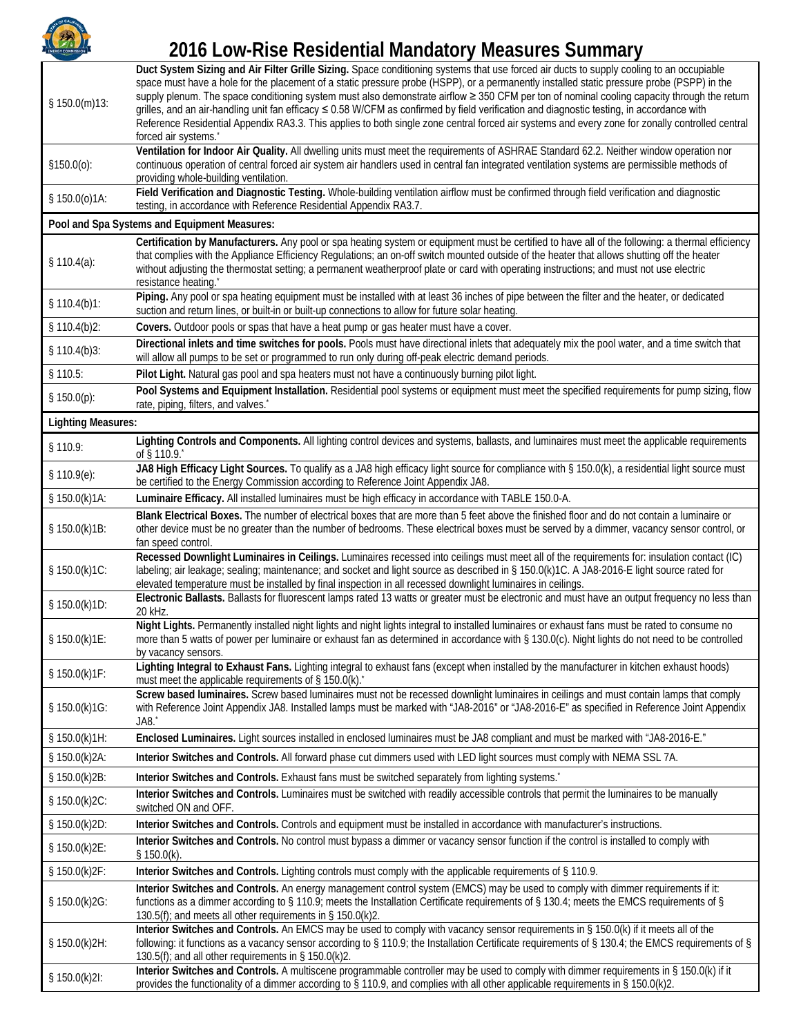# 2016 Low-Rise Residential Mandatory Measures Summary

| | |
|---|---|
| § 150.0(m)13: | **Duct System Sizing and Air Filter Grille Sizing.** Space conditioning systems that use forced air ducts to supply cooling to an occupiable space must have a hole for the placement of a static pressure probe (HSPP), or a permanently installed static pressure probe (PSPP) in the supply plenum. The space conditioning system must also demonstrate airflow ≥ 350 CFM per ton of nominal cooling capacity through the return grilles, and an air-handling unit fan efficacy ≤ 0.58 W/CFM as confirmed by field verification and diagnostic testing, in accordance with Reference Residential Appendix RA3.3. This applies to both single zone central forced air systems and every zone for zonally controlled central forced air systems.* |
| §150.0(o): | **Ventilation for Indoor Air Quality.** All dwelling units must meet the requirements of ASHRAE Standard 62.2. Neither window operation nor continuous operation of central forced air system air handlers used in central fan integrated ventilation systems are permissible methods of providing whole-building ventilation. |
| § 150.0(o)1A: | **Field Verification and Diagnostic Testing.** Whole-building ventilation airflow must be confirmed through field verification and diagnostic testing, in accordance with Reference Residential Appendix RA3.7. |
| **Pool and Spa Systems and Equipment Measures:** | |
| § 110.4(a): | **Certification by Manufacturers.** Any pool or spa heating system or equipment must be certified to have all of the following: a thermal efficiency that complies with the Appliance Efficiency Regulations; an on-off switch mounted outside of the heater that allows shutting off the heater without adjusting the thermostat setting; a permanent weatherproof plate or card with operating instructions; and must not use electric resistance heating.* |
| § 110.4(b)1: | **Piping.** Any pool or spa heating equipment must be installed with at least 36 inches of pipe between the filter and the heater, or dedicated suction and return lines, or built-in or built-up connections to allow for future solar heating. |
| § 110.4(b)2: | **Covers.** Outdoor pools or spas that have a heat pump or gas heater must have a cover. |
| § 110.4(b)3: | **Directional inlets and time switches for pools.** Pools must have directional inlets that adequately mix the pool water, and a time switch that will allow all pumps to be set or programmed to run only during off-peak electric demand periods. |
| § 110.5: | **Pilot Light.** Natural gas pool and spa heaters must not have a continuously burning pilot light. |
| § 150.0(p): | **Pool Systems and Equipment Installation.** Residential pool systems or equipment must meet the specified requirements for pump sizing, flow rate, piping, filters, and valves.* |
| **Lighting Measures:** | |
| § 110.9: | **Lighting Controls and Components.** All lighting control devices and systems, ballasts, and luminaires must meet the applicable requirements of § 110.9.* |
| § 110.9(e): | **JA8 High Efficacy Light Sources.** To qualify as a JA8 high efficacy light source for compliance with § 150.0(k), a residential light source must be certified to the Energy Commission according to Reference Joint Appendix JA8. |
| § 150.0(k)1A: | **Luminaire Efficacy.** All installed luminaires must be high efficacy in accordance with TABLE 150.0-A. |
| § 150.0(k)1B: | **Blank Electrical Boxes.** The number of electrical boxes that are more than 5 feet above the finished floor and do not contain a luminaire or other device must be no greater than the number of bedrooms. These electrical boxes must be served by a dimmer, vacancy sensor control, or fan speed control. |
| § 150.0(k)1C: | **Recessed Downlight Luminaires in Ceilings.** Luminaires recessed into ceilings must meet all of the requirements for: insulation contact (IC) labeling; air leakage; sealing; maintenance; and socket and light source as described in § 150.0(k)1C. A JA8-2016-E light source rated for elevated temperature must be installed by final inspection in all recessed downlight luminaires in ceilings. |
| § 150.0(k)1D: | **Electronic Ballasts.** Ballasts for fluorescent lamps rated 13 watts or greater must be electronic and must have an output frequency no less than 20 kHz. |
| § 150.0(k)1E: | **Night Lights.** Permanently installed night lights and night lights integral to installed luminaires or exhaust fans must be rated to consume no more than 5 watts of power per luminaire or exhaust fan as determined in accordance with § 130.0(c). Night lights do not need to be controlled by vacancy sensors. |
| § 150.0(k)1F: | **Lighting Integral to Exhaust Fans.** Lighting integral to exhaust fans (except when installed by the manufacturer in kitchen exhaust hoods) must meet the applicable requirements of § 150.0(k).* |
| § 150.0(k)1G: | **Screw based luminaires.** Screw based luminaires must not be recessed downlight luminaires in ceilings and must contain lamps that comply with Reference Joint Appendix JA8. Installed lamps must be marked with "JA8-2016" or "JA8-2016-E" as specified in Reference Joint Appendix JA8.* |
| § 150.0(k)1H: | **Enclosed Luminaires.** Light sources installed in enclosed luminaires must be JA8 compliant and must be marked with "JA8-2016-E." |
| § 150.0(k)2A: | **Interior Switches and Controls.** All forward phase cut dimmers used with LED light sources must comply with NEMA SSL 7A. |
| § 150.0(k)2B: | **Interior Switches and Controls.** Exhaust fans must be switched separately from lighting systems.* |
| § 150.0(k)2C: | **Interior Switches and Controls.** Luminaires must be switched with readily accessible controls that permit the luminaires to be manually switched ON and OFF. |
| § 150.0(k)2D: | **Interior Switches and Controls.** Controls and equipment must be installed in accordance with manufacturer's instructions. |
| § 150.0(k)2E: | **Interior Switches and Controls.** No control must bypass a dimmer or vacancy sensor function if the control is installed to comply with § 150.0(k). |
| § 150.0(k)2F: | **Interior Switches and Controls.** Lighting controls must comply with the applicable requirements of § 110.9. |
| § 150.0(k)2G: | **Interior Switches and Controls.** An energy management control system (EMCS) may be used to comply with dimmer requirements if it: functions as a dimmer according to § 110.9; meets the Installation Certificate requirements of § 130.4; meets the EMCS requirements of § 130.5(f); and meets all other requirements in § 150.0(k)2. |
| § 150.0(k)2H: | **Interior Switches and Controls.** An EMCS may be used to comply with vacancy sensor requirements in § 150.0(k) if it meets all of the following: it functions as a vacancy sensor according to § 110.9; the Installation Certificate requirements of § 130.4; the EMCS requirements of § 130.5(f); and all other requirements in § 150.0(k)2. |
| § 150.0(k)2I: | **Interior Switches and Controls.** A multiscene programmable controller may be used to comply with dimmer requirements in § 150.0(k) if it provides the functionality of a dimmer according to § 110.9, and complies with all other applicable requirements in § 150.0(k)2. |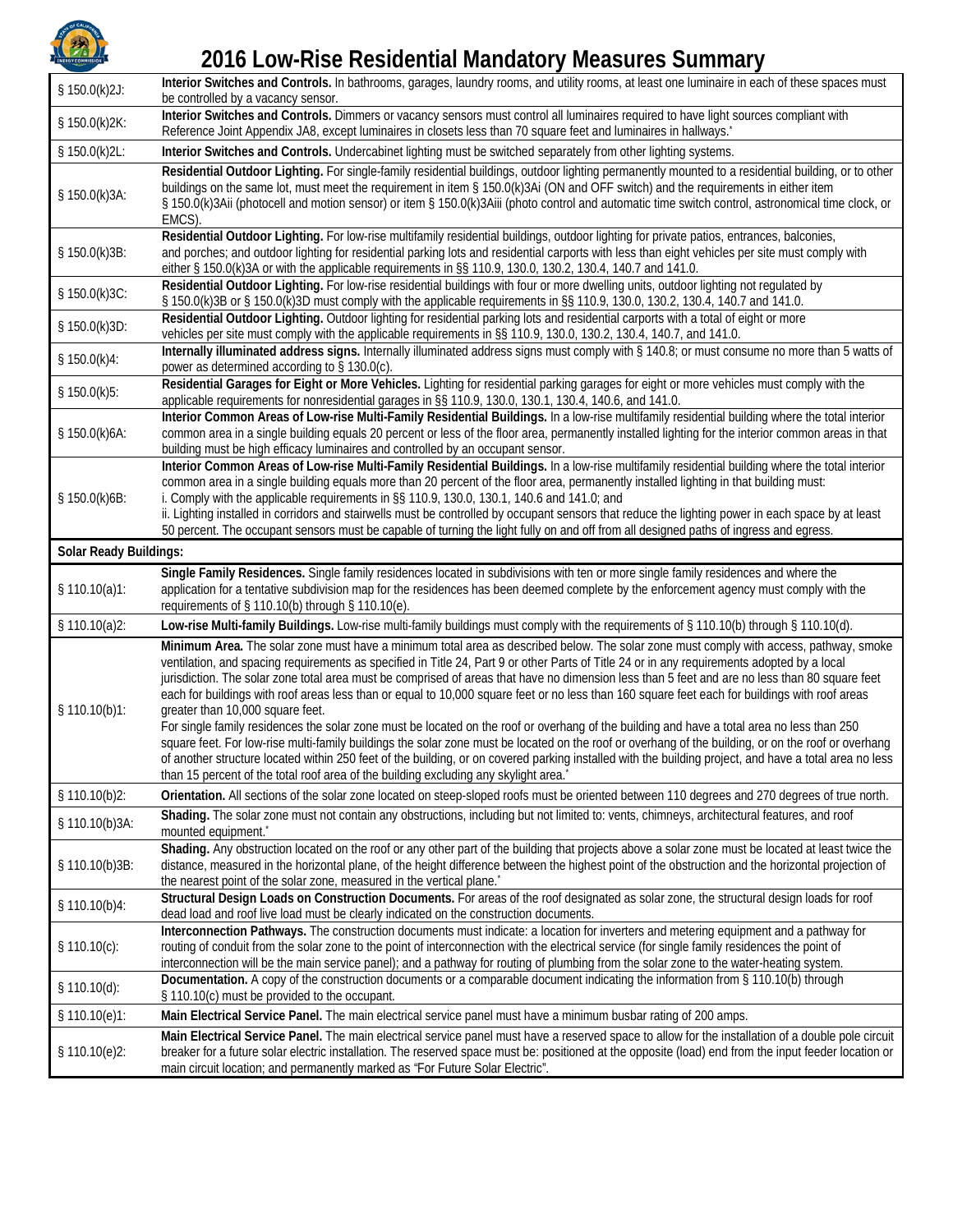# 2016 Low-Rise Residential Mandatory Measures Summary

| | |
|---|---|
| § 150.0(k)2J: | **Interior Switches and Controls.** In bathrooms, garages, laundry rooms, and utility rooms, at least one luminaire in each of these spaces must be controlled by a vacancy sensor. |
| § 150.0(k)2K: | **Interior Switches and Controls.** Dimmers or vacancy sensors must control all luminaires required to have light sources compliant with Reference Joint Appendix JA8, except luminaires in closets less than 70 square feet and luminaires in hallways.* |
| § 150.0(k)2L: | **Interior Switches and Controls.** Undercabinet lighting must be switched separately from other lighting systems. |
| § 150.0(k)3A: | **Residential Outdoor Lighting.** For single-family residential buildings, outdoor lighting permanently mounted to a residential building, or to other buildings on the same lot, must meet the requirement in item § 150.0(k)3Ai (ON and OFF switch) and the requirements in either item § 150.0(k)3Aii (photocell and motion sensor) or item § 150.0(k)3Aiii (photo control and automatic time switch control, astronomical time clock, or EMCS). |
| § 150.0(k)3B: | **Residential Outdoor Lighting.** For low-rise multifamily residential buildings, outdoor lighting for private patios, entrances, balconies, and porches; and outdoor lighting for residential parking lots and residential carports with less than eight vehicles per site must comply with either § 150.0(k)3A or with the applicable requirements in §§ 110.9, 130.0, 130.2, 130.4, 140.7 and 141.0. |
| § 150.0(k)3C: | **Residential Outdoor Lighting.** For low-rise residential buildings with four or more dwelling units, outdoor lighting not regulated by § 150.0(k)3B or § 150.0(k)3D must comply with the applicable requirements in §§ 110.9, 130.0, 130.2, 130.4, 140.7 and 141.0. |
| § 150.0(k)3D: | **Residential Outdoor Lighting.** Outdoor lighting for residential parking lots and residential carports with a total of eight or more vehicles per site must comply with the applicable requirements in §§ 110.9, 130.0, 130.2, 130.4, 140.7, and 141.0. |
| § 150.0(k)4: | **Internally illuminated address signs.** Internally illuminated address signs must comply with § 140.8; or must consume no more than 5 watts of power as determined according to § 130.0(c). |
| § 150.0(k)5: | **Residential Garages for Eight or More Vehicles.** Lighting for residential parking garages for eight or more vehicles must comply with the applicable requirements for nonresidential garages in §§ 110.9, 130.0, 130.1, 130.4, 140.6, and 141.0. |
| § 150.0(k)6A: | **Interior Common Areas of Low-rise Multi-Family Residential Buildings.** In a low-rise multifamily residential building where the total interior common area in a single building equals 20 percent or less of the floor area, permanently installed lighting for the interior common areas in that building must be high efficacy luminaires and controlled by an occupant sensor. |
| § 150.0(k)6B: | **Interior Common Areas of Low-rise Multi-Family Residential Buildings.** In a low-rise multifamily residential building where the total interior common area in a single building equals more than 20 percent of the floor area, permanently installed lighting in that building must: i. Comply with the applicable requirements in §§ 110.9, 130.0, 130.1, 140.6 and 141.0; and ii. Lighting installed in corridors and stairwells must be controlled by occupant sensors that reduce the lighting power in each space by at least 50 percent. The occupant sensors must be capable of turning the light fully on and off from all designed paths of ingress and egress. |
| **Solar Ready Buildings:** | |
| § 110.10(a)1: | **Single Family Residences.** Single family residences located in subdivisions with ten or more single family residences and where the application for a tentative subdivision map for the residences has been deemed complete by the enforcement agency must comply with the requirements of § 110.10(b) through § 110.10(e). |
| § 110.10(a)2: | **Low-rise Multi-family Buildings.** Low-rise multi-family buildings must comply with the requirements of § 110.10(b) through § 110.10(d). |
| § 110.10(b)1: | **Minimum Area.** The solar zone must have a minimum total area as described below. The solar zone must comply with access, pathway, smoke ventilation, and spacing requirements as specified in Title 24, Part 9 or other Parts of Title 24 or in any requirements adopted by a local jurisdiction. The solar zone total area must be comprised of areas that have no dimension less than 5 feet and are no less than 80 square feet each for buildings with roof areas less than or equal to 10,000 square feet or no less than 160 square feet each for buildings with roof areas greater than 10,000 square feet. For single family residences the solar zone must be located on the roof or overhang of the building and have a total area no less than 250 square feet. For low-rise multi-family buildings the solar zone must be located on the roof or overhang of the building, or on the roof or overhang of another structure located within 250 feet of the building, or on covered parking installed with the building project, and have a total area no less than 15 percent of the total roof area of the building excluding any skylight area.* |
| § 110.10(b)2: | **Orientation.** All sections of the solar zone located on steep-sloped roofs must be oriented between 110 degrees and 270 degrees of true north. |
| § 110.10(b)3A: | **Shading.** The solar zone must not contain any obstructions, including but not limited to: vents, chimneys, architectural features, and roof mounted equipment.* |
| § 110.10(b)3B: | **Shading.** Any obstruction located on the roof or any other part of the building that projects above a solar zone must be located at least twice the distance, measured in the horizontal plane, of the height difference between the highest point of the obstruction and the horizontal projection of the nearest point of the solar zone, measured in the vertical plane.* |
| § 110.10(b)4: | **Structural Design Loads on Construction Documents.** For areas of the roof designated as solar zone, the structural design loads for roof dead load and roof live load must be clearly indicated on the construction documents. |
| § 110.10(c): | **Interconnection Pathways.** The construction documents must indicate: a location for inverters and metering equipment and a pathway for routing of conduit from the solar zone to the point of interconnection with the electrical service (for single family residences the point of interconnection will be the main service panel); and a pathway for routing of plumbing from the solar zone to the water-heating system. |
| § 110.10(d): | **Documentation.** A copy of the construction documents or a comparable document indicating the information from § 110.10(b) through § 110.10(c) must be provided to the occupant. |
| § 110.10(e)1: | **Main Electrical Service Panel.** The main electrical service panel must have a minimum busbar rating of 200 amps. |
| § 110.10(e)2: | **Main Electrical Service Panel.** The main electrical service panel must have a reserved space to allow for the installation of a double pole circuit breaker for a future solar electric installation. The reserved space must be: positioned at the opposite (load) end from the input feeder location or main circuit location; and permanently marked as "For Future Solar Electric". |